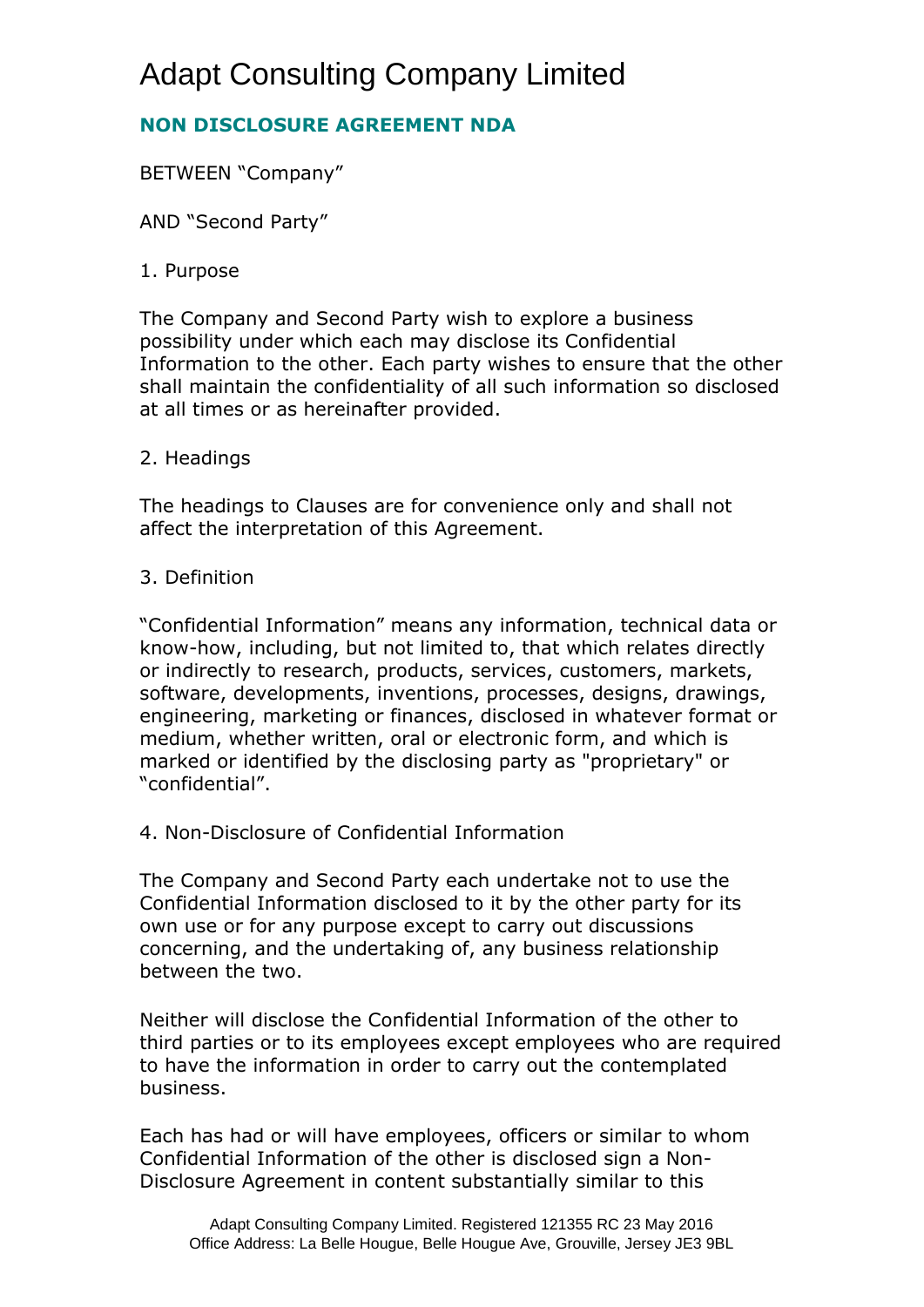# Adapt Consulting Company Limited

## NON DISCLOSURE AGREEMENT NDA

BETWEEN “Company”

AND “Second Party”

1. Purpose

The Company and Second Party wish to explore a business possibility under which each may disclose its Confidential Information to the other. Each party wishes to ensure that the other shall maintain the confidentiality of all such information so disclosed at all times or as hereinafter provided.

2. Headings

The headings to Clauses are for convenience only and shall not affect the interpretation of this Agreement.

3. Definition

“Confidential Information” means any information, technical data or know-how, including, but not limited to, that which relates directly or indirectly to research, products, services, customers, markets, software, developments, inventions, processes, designs, drawings, engineering, marketing or finances, disclosed in whatever format or medium, whether written, oral or electronic form, and which is marked or identified by the disclosing party as "proprietary" or “confidential”.

4. Non-Disclosure of Confidential Information

The Company and Second Party each undertake not to use the Confidential Information disclosed to it by the other party for its own use or for any purpose except to carry out discussions concerning, and the undertaking of, any business relationship between the two.

Neither will disclose the Confidential Information of the other to third parties or to its employees except employees who are required to have the information in order to carry out the contemplated business.

Each has had or will have employees, officers or similar to whom Confidential Information of the other is disclosed sign a Non-Disclosure Agreement in content substantially similar to this

Adapt Consulting Company Limited. Registered 121355 RC 23 May 2016
Office Address: La Belle Hougue, Belle Hougue Ave, Grouville, Jersey JE3 9BL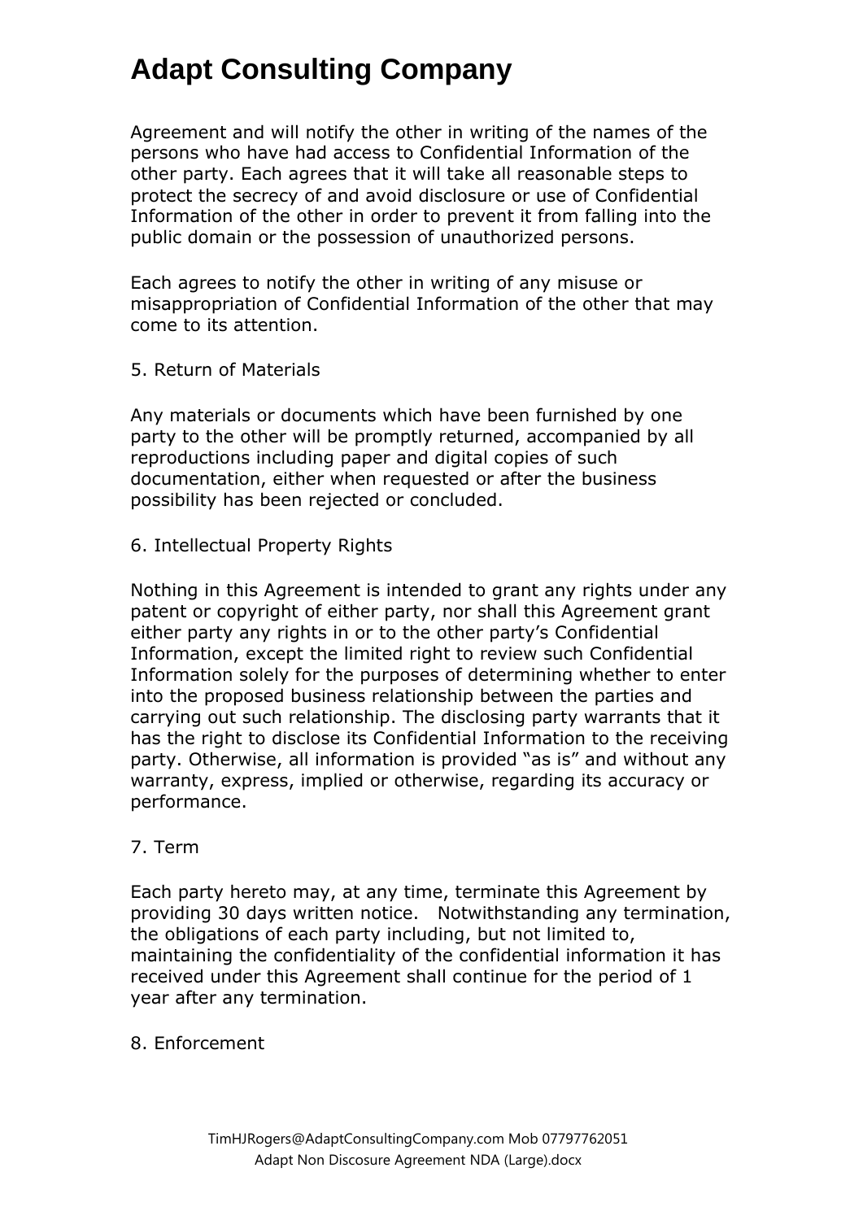Agreement and will notify the other in writing of the names of the persons who have had access to Confidential Information of the other party. Each agrees that it will take all reasonable steps to protect the secrecy of and avoid disclosure or use of Confidential Information of the other in order to prevent it from falling into the public domain or the possession of unauthorized persons.

Each agrees to notify the other in writing of any misuse or misappropriation of Confidential Information of the other that may come to its attention.

5. Return of Materials

Any materials or documents which have been furnished by one party to the other will be promptly returned, accompanied by all reproductions including paper and digital copies of such documentation, either when requested or after the business possibility has been rejected or concluded.

6. Intellectual Property Rights

Nothing in this Agreement is intended to grant any rights under any patent or copyright of either party, nor shall this Agreement grant either party any rights in or to the other party's Confidential Information, except the limited right to review such Confidential Information solely for the purposes of determining whether to enter into the proposed business relationship between the parties and carrying out such relationship. The disclosing party warrants that it has the right to disclose its Confidential Information to the receiving party. Otherwise, all information is provided "as is" and without any warranty, express, implied or otherwise, regarding its accuracy or performance.

7. Term

Each party hereto may, at any time, terminate this Agreement by providing 30 days written notice. Notwithstanding any termination, the obligations of each party including, but not limited to, maintaining the confidentiality of the confidential information it has received under this Agreement shall continue for the period of 1 year after any termination.

8. Enforcement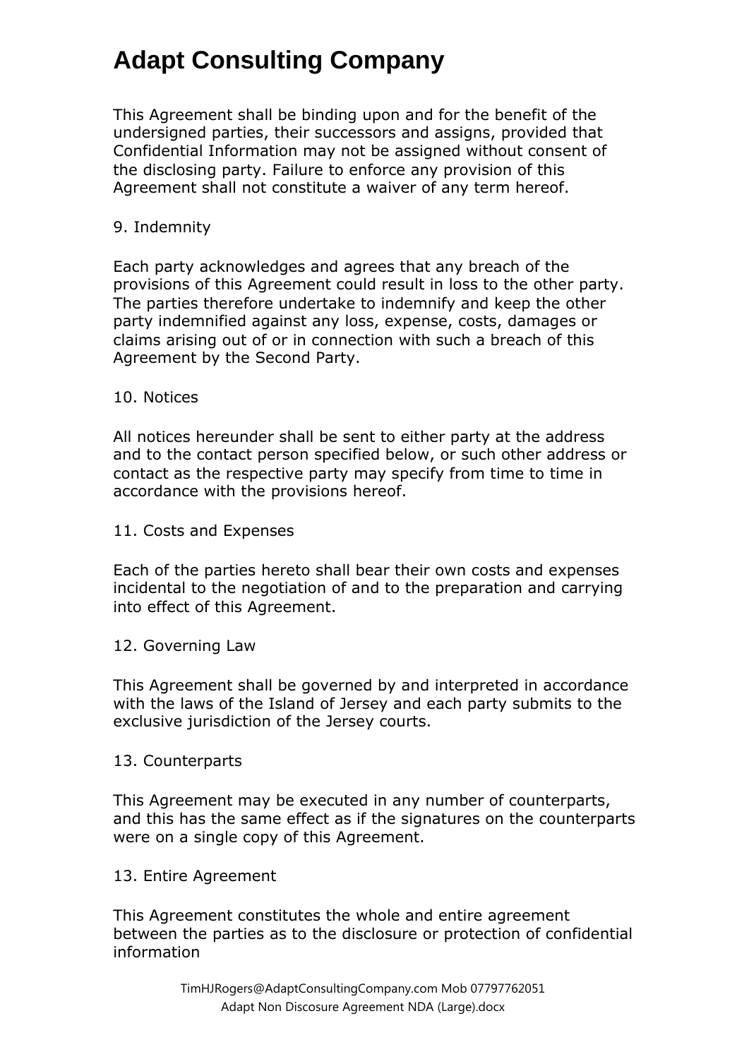# Adapt Consulting Company

This Agreement shall be binding upon and for the benefit of the undersigned parties, their successors and assigns, provided that Confidential Information may not be assigned without consent of the disclosing party. Failure to enforce any provision of this Agreement shall not constitute a waiver of any term hereof.

9. Indemnity

Each party acknowledges and agrees that any breach of the provisions of this Agreement could result in loss to the other party. The parties therefore undertake to indemnify and keep the other party indemnified against any loss, expense, costs, damages or claims arising out of or in connection with such a breach of this Agreement by the Second Party.

10. Notices

All notices hereunder shall be sent to either party at the address and to the contact person specified below, or such other address or contact as the respective party may specify from time to time in accordance with the provisions hereof.

11. Costs and Expenses

Each of the parties hereto shall bear their own costs and expenses incidental to the negotiation of and to the preparation and carrying into effect of this Agreement.

12. Governing Law

This Agreement shall be governed by and interpreted in accordance with the laws of the Island of Jersey and each party submits to the exclusive jurisdiction of the Jersey courts.

13. Counterparts

This Agreement may be executed in any number of counterparts, and this has the same effect as if the signatures on the counterparts were on a single copy of this Agreement.

13. Entire Agreement

This Agreement constitutes the whole and entire agreement between the parties as to the disclosure or protection of confidential information